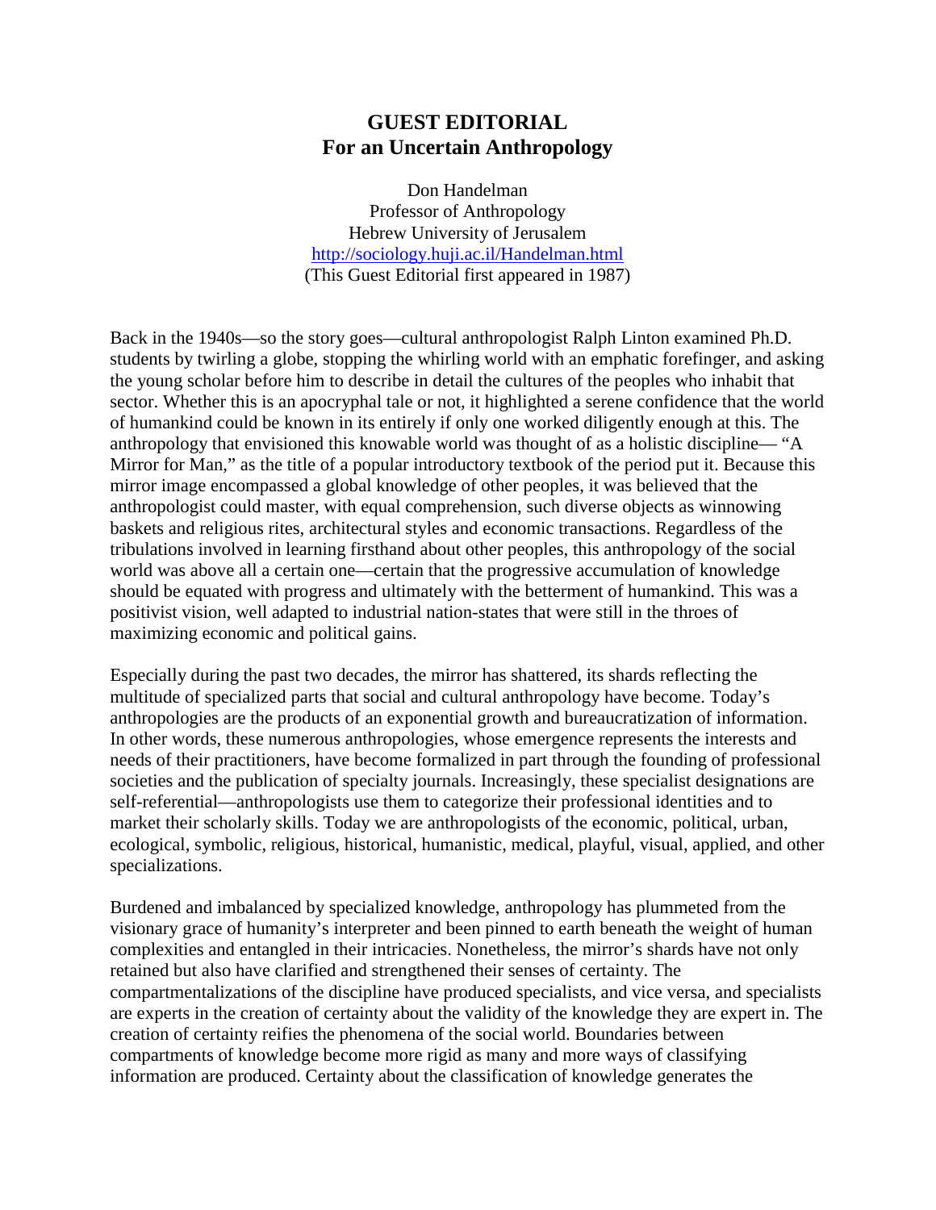# GUEST EDITORIAL
# For an Uncertain Anthropology

Don Handelman
Professor of Anthropology
Hebrew University of Jerusalem
http://sociology.huji.ac.il/Handelman.html
(This Guest Editorial first appeared in 1987)

Back in the 1940s—so the story goes—cultural anthropologist Ralph Linton examined Ph.D. students by twirling a globe, stopping the whirling world with an emphatic forefinger, and asking the young scholar before him to describe in detail the cultures of the peoples who inhabit that sector. Whether this is an apocryphal tale or not, it highlighted a serene confidence that the world of humankind could be known in its entirely if only one worked diligently enough at this. The anthropology that envisioned this knowable world was thought of as a holistic discipline— "A Mirror for Man," as the title of a popular introductory textbook of the period put it. Because this mirror image encompassed a global knowledge of other peoples, it was believed that the anthropologist could master, with equal comprehension, such diverse objects as winnowing baskets and religious rites, architectural styles and economic transactions. Regardless of the tribulations involved in learning firsthand about other peoples, this anthropology of the social world was above all a certain one—certain that the progressive accumulation of knowledge should be equated with progress and ultimately with the betterment of humankind. This was a positivist vision, well adapted to industrial nation-states that were still in the throes of maximizing economic and political gains.

Especially during the past two decades, the mirror has shattered, its shards reflecting the multitude of specialized parts that social and cultural anthropology have become. Today's anthropologies are the products of an exponential growth and bureaucratization of information. In other words, these numerous anthropologies, whose emergence represents the interests and needs of their practitioners, have become formalized in part through the founding of professional societies and the publication of specialty journals. Increasingly, these specialist designations are self-referential—anthropologists use them to categorize their professional identities and to market their scholarly skills. Today we are anthropologists of the economic, political, urban, ecological, symbolic, religious, historical, humanistic, medical, playful, visual, applied, and other specializations.

Burdened and imbalanced by specialized knowledge, anthropology has plummeted from the visionary grace of humanity's interpreter and been pinned to earth beneath the weight of human complexities and entangled in their intricacies. Nonetheless, the mirror's shards have not only retained but also have clarified and strengthened their senses of certainty. The compartmentalizations of the discipline have produced specialists, and vice versa, and specialists are experts in the creation of certainty about the validity of the knowledge they are expert in. The creation of certainty reifies the phenomena of the social world. Boundaries between compartments of knowledge become more rigid as many and more ways of classifying information are produced. Certainty about the classification of knowledge generates the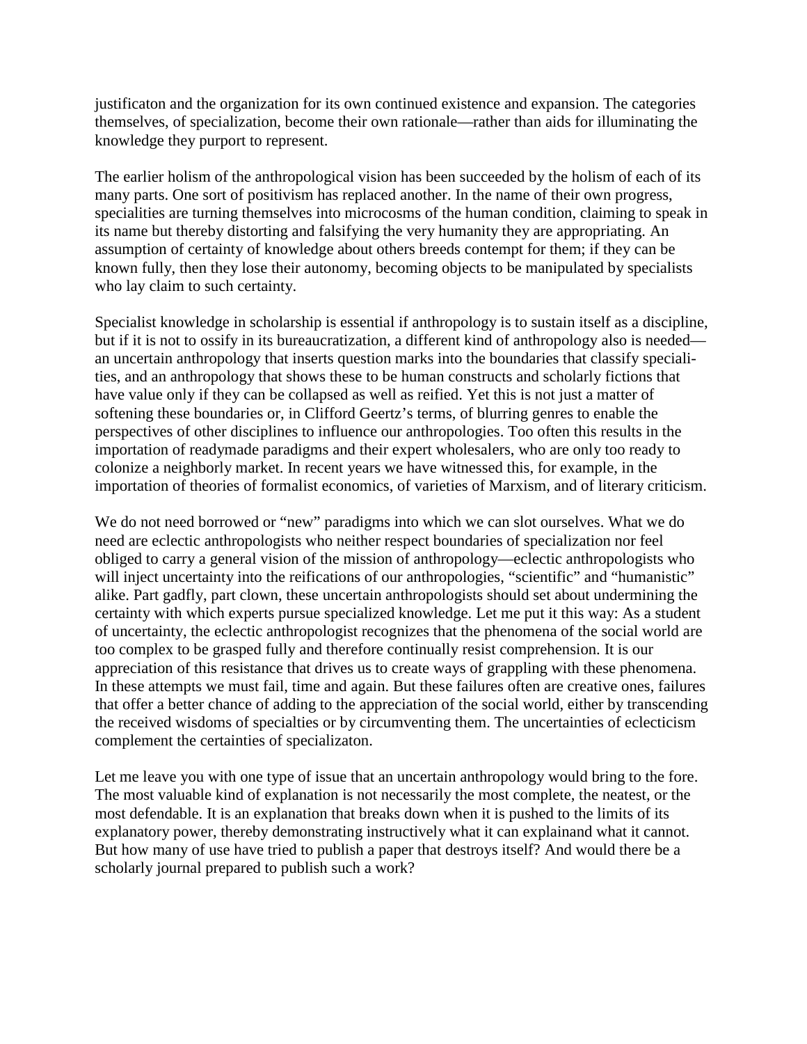justificaton and the organization for its own continued existence and expansion. The categories themselves, of specialization, become their own rationale—rather than aids for illuminating the knowledge they purport to represent.

The earlier holism of the anthropological vision has been succeeded by the holism of each of its many parts. One sort of positivism has replaced another. In the name of their own progress, specialities are turning themselves into microcosms of the human condition, claiming to speak in its name but thereby distorting and falsifying the very humanity they are appropriating. An assumption of certainty of knowledge about others breeds contempt for them; if they can be known fully, then they lose their autonomy, becoming objects to be manipulated by specialists who lay claim to such certainty.

Specialist knowledge in scholarship is essential if anthropology is to sustain itself as a discipline, but if it is not to ossify in its bureaucratization, a different kind of anthropology also is needed—an uncertain anthropology that inserts question marks into the boundaries that classify specialities, and an anthropology that shows these to be human constructs and scholarly fictions that have value only if they can be collapsed as well as reified. Yet this is not just a matter of softening these boundaries or, in Clifford Geertz's terms, of blurring genres to enable the perspectives of other disciplines to influence our anthropologies. Too often this results in the importation of readymade paradigms and their expert wholesalers, who are only too ready to colonize a neighborly market. In recent years we have witnessed this, for example, in the importation of theories of formalist economics, of varieties of Marxism, and of literary criticism.

We do not need borrowed or "new" paradigms into which we can slot ourselves. What we do need are eclectic anthropologists who neither respect boundaries of specialization nor feel obliged to carry a general vision of the mission of anthropology—eclectic anthropologists who will inject uncertainty into the reifications of our anthropologies, "scientific" and "humanistic" alike. Part gadfly, part clown, these uncertain anthropologists should set about undermining the certainty with which experts pursue specialized knowledge. Let me put it this way: As a student of uncertainty, the eclectic anthropologist recognizes that the phenomena of the social world are too complex to be grasped fully and therefore continually resist comprehension. It is our appreciation of this resistance that drives us to create ways of grappling with these phenomena. In these attempts we must fail, time and again. But these failures often are creative ones, failures that offer a better chance of adding to the appreciation of the social world, either by transcending the received wisdoms of specialties or by circumventing them. The uncertainties of eclecticism complement the certainties of specializaton.

Let me leave you with one type of issue that an uncertain anthropology would bring to the fore. The most valuable kind of explanation is not necessarily the most complete, the neatest, or the most defendable. It is an explanation that breaks down when it is pushed to the limits of its explanatory power, thereby demonstrating instructively what it can explainand what it cannot. But how many of use have tried to publish a paper that destroys itself? And would there be a scholarly journal prepared to publish such a work?